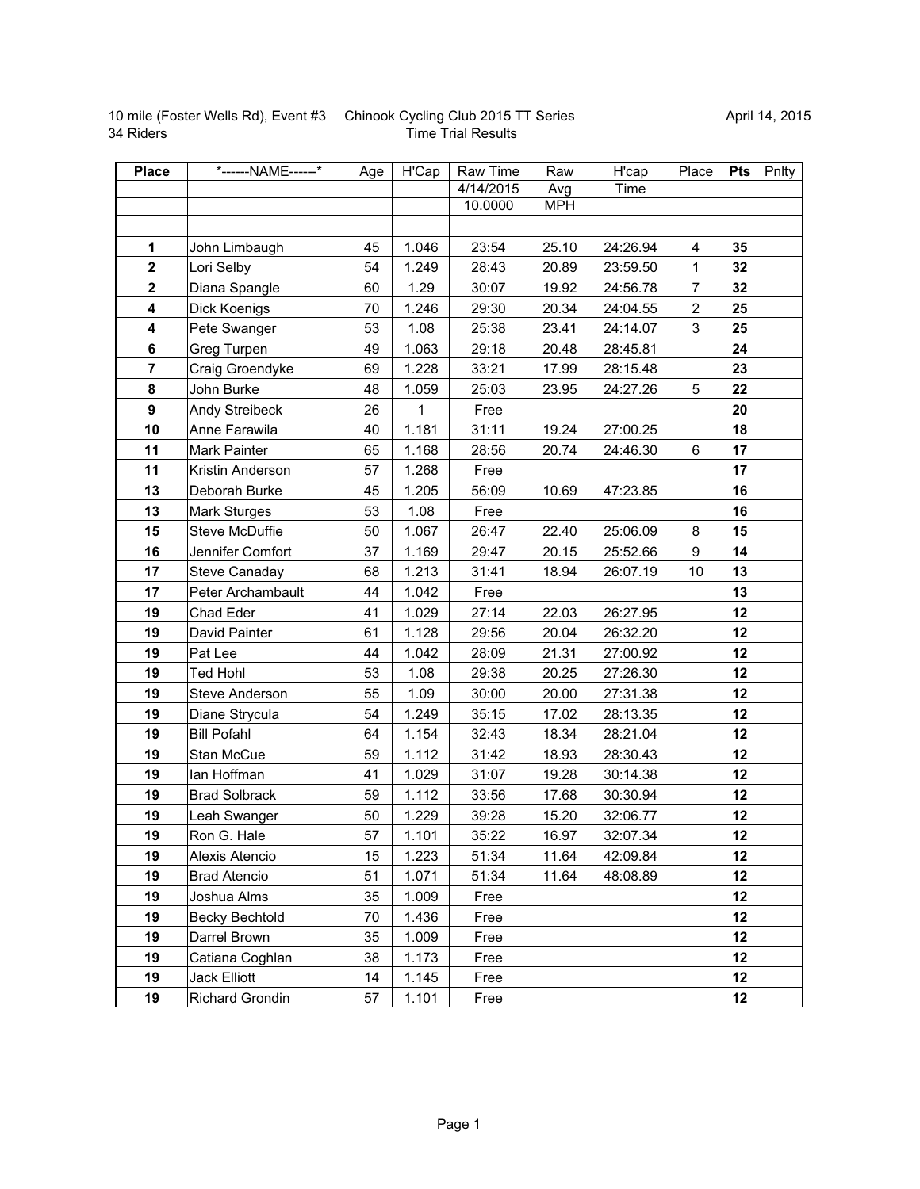10 mile (Foster Wells Rd), Event #3 Chinook Cycling Club 2015 TT Series April 14, 2015
34 Riders Time Trial Results

| Place | *------NAME------* | Age | H'Cap | Raw Time | Raw | H'cap | Place | Pts | Pnlty |
|---|---|---|---|---|---|---|---|---|---|
| | | | | 4/14/2015 | Avg | Time | | | |
| | | | | 10.0000 | MPH | | | | |
| | | | | | | | | | |
| 1 | John Limbaugh | 45 | 1.046 | 23:54 | 25.10 | 24:26.94 | 4 | 35 | |
| 2 | Lori Selby | 54 | 1.249 | 28:43 | 20.89 | 23:59.50 | 1 | 32 | |
| 2 | Diana Spangle | 60 | 1.29 | 30:07 | 19.92 | 24:56.78 | 7 | 32 | |
| 4 | Dick Koenigs | 70 | 1.246 | 29:30 | 20.34 | 24:04.55 | 2 | 25 | |
| 4 | Pete Swanger | 53 | 1.08 | 25:38 | 23.41 | 24:14.07 | 3 | 25 | |
| 6 | Greg Turpen | 49 | 1.063 | 29:18 | 20.48 | 28:45.81 | | 24 | |
| 7 | Craig Groendyke | 69 | 1.228 | 33:21 | 17.99 | 28:15.48 | | 23 | |
| 8 | John Burke | 48 | 1.059 | 25:03 | 23.95 | 24:27.26 | 5 | 22 | |
| 9 | Andy Streibeck | 26 | 1 | Free | | | | 20 | |
| 10 | Anne Farawila | 40 | 1.181 | 31:11 | 19.24 | 27:00.25 | | 18 | |
| 11 | Mark Painter | 65 | 1.168 | 28:56 | 20.74 | 24:46.30 | 6 | 17 | |
| 11 | Kristin Anderson | 57 | 1.268 | Free | | | | 17 | |
| 13 | Deborah Burke | 45 | 1.205 | 56:09 | 10.69 | 47:23.85 | | 16 | |
| 13 | Mark Sturges | 53 | 1.08 | Free | | | | 16 | |
| 15 | Steve McDuffie | 50 | 1.067 | 26:47 | 22.40 | 25:06.09 | 8 | 15 | |
| 16 | Jennifer Comfort | 37 | 1.169 | 29:47 | 20.15 | 25:52.66 | 9 | 14 | |
| 17 | Steve Canaday | 68 | 1.213 | 31:41 | 18.94 | 26:07.19 | 10 | 13 | |
| 17 | Peter Archambault | 44 | 1.042 | Free | | | | 13 | |
| 19 | Chad Eder | 41 | 1.029 | 27:14 | 22.03 | 26:27.95 | | 12 | |
| 19 | David Painter | 61 | 1.128 | 29:56 | 20.04 | 26:32.20 | | 12 | |
| 19 | Pat Lee | 44 | 1.042 | 28:09 | 21.31 | 27:00.92 | | 12 | |
| 19 | Ted Hohl | 53 | 1.08 | 29:38 | 20.25 | 27:26.30 | | 12 | |
| 19 | Steve Anderson | 55 | 1.09 | 30:00 | 20.00 | 27:31.38 | | 12 | |
| 19 | Diane Strycula | 54 | 1.249 | 35:15 | 17.02 | 28:13.35 | | 12 | |
| 19 | Bill Pofahl | 64 | 1.154 | 32:43 | 18.34 | 28:21.04 | | 12 | |
| 19 | Stan McCue | 59 | 1.112 | 31:42 | 18.93 | 28:30.43 | | 12 | |
| 19 | Ian Hoffman | 41 | 1.029 | 31:07 | 19.28 | 30:14.38 | | 12 | |
| 19 | Brad Solbrack | 59 | 1.112 | 33:56 | 17.68 | 30:30.94 | | 12 | |
| 19 | Leah Swanger | 50 | 1.229 | 39:28 | 15.20 | 32:06.77 | | 12 | |
| 19 | Ron G. Hale | 57 | 1.101 | 35:22 | 16.97 | 32:07.34 | | 12 | |
| 19 | Alexis Atencio | 15 | 1.223 | 51:34 | 11.64 | 42:09.84 | | 12 | |
| 19 | Brad Atencio | 51 | 1.071 | 51:34 | 11.64 | 48:08.89 | | 12 | |
| 19 | Joshua Alms | 35 | 1.009 | Free | | | | 12 | |
| 19 | Becky Bechtold | 70 | 1.436 | Free | | | | 12 | |
| 19 | Darrel Brown | 35 | 1.009 | Free | | | | 12 | |
| 19 | Catiana Coghlan | 38 | 1.173 | Free | | | | 12 | |
| 19 | Jack Elliott | 14 | 1.145 | Free | | | | 12 | |
| 19 | Richard Grondin | 57 | 1.101 | Free | | | | 12 | |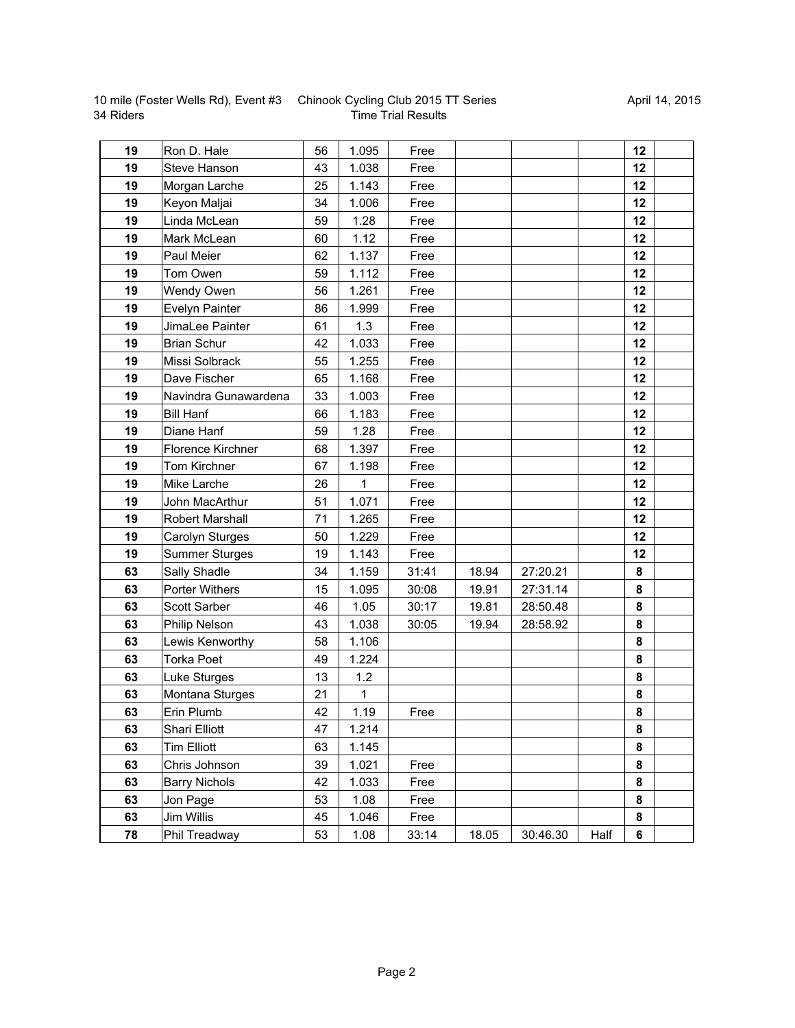10 mile (Foster Wells Rd), Event #3 Chinook Cycling Club 2015 TT Series April 14, 2015
34 Riders Time Trial Results

| | | | | | | | | | |
|---|---|---|---|---|---|---|---|---|---|
| 19 | Ron D. Hale | 56 | 1.095 | Free | | | | 12 | |
| 19 | Steve Hanson | 43 | 1.038 | Free | | | | 12 | |
| 19 | Morgan Larche | 25 | 1.143 | Free | | | | 12 | |
| 19 | Keyon Maljai | 34 | 1.006 | Free | | | | 12 | |
| 19 | Linda McLean | 59 | 1.28 | Free | | | | 12 | |
| 19 | Mark McLean | 60 | 1.12 | Free | | | | 12 | |
| 19 | Paul Meier | 62 | 1.137 | Free | | | | 12 | |
| 19 | Tom Owen | 59 | 1.112 | Free | | | | 12 | |
| 19 | Wendy Owen | 56 | 1.261 | Free | | | | 12 | |
| 19 | Evelyn Painter | 86 | 1.999 | Free | | | | 12 | |
| 19 | JimaLee Painter | 61 | 1.3 | Free | | | | 12 | |
| 19 | Brian Schur | 42 | 1.033 | Free | | | | 12 | |
| 19 | Missi Solbrack | 55 | 1.255 | Free | | | | 12 | |
| 19 | Dave Fischer | 65 | 1.168 | Free | | | | 12 | |
| 19 | Navindra Gunawardena | 33 | 1.003 | Free | | | | 12 | |
| 19 | Bill Hanf | 66 | 1.183 | Free | | | | 12 | |
| 19 | Diane Hanf | 59 | 1.28 | Free | | | | 12 | |
| 19 | Florence Kirchner | 68 | 1.397 | Free | | | | 12 | |
| 19 | Tom Kirchner | 67 | 1.198 | Free | | | | 12 | |
| 19 | Mike Larche | 26 | 1 | Free | | | | 12 | |
| 19 | John MacArthur | 51 | 1.071 | Free | | | | 12 | |
| 19 | Robert Marshall | 71 | 1.265 | Free | | | | 12 | |
| 19 | Carolyn Sturges | 50 | 1.229 | Free | | | | 12 | |
| 19 | Summer Sturges | 19 | 1.143 | Free | | | | 12 | |
| 63 | Sally Shadle | 34 | 1.159 | 31:41 | 18.94 | 27:20.21 | | 8 | |
| 63 | Porter Withers | 15 | 1.095 | 30:08 | 19.91 | 27:31.14 | | 8 | |
| 63 | Scott Sarber | 46 | 1.05 | 30:17 | 19.81 | 28:50.48 | | 8 | |
| 63 | Philip Nelson | 43 | 1.038 | 30:05 | 19.94 | 28:58.92 | | 8 | |
| 63 | Lewis Kenworthy | 58 | 1.106 | | | | | 8 | |
| 63 | Torka Poet | 49 | 1.224 | | | | | 8 | |
| 63 | Luke Sturges | 13 | 1.2 | | | | | 8 | |
| 63 | Montana Sturges | 21 | 1 | | | | | 8 | |
| 63 | Erin Plumb | 42 | 1.19 | Free | | | | 8 | |
| 63 | Shari Elliott | 47 | 1.214 | | | | | 8 | |
| 63 | Tim Elliott | 63 | 1.145 | | | | | 8 | |
| 63 | Chris Johnson | 39 | 1.021 | Free | | | | 8 | |
| 63 | Barry Nichols | 42 | 1.033 | Free | | | | 8 | |
| 63 | Jon Page | 53 | 1.08 | Free | | | | 8 | |
| 63 | Jim Willis | 45 | 1.046 | Free | | | | 8 | |
| 78 | Phil Treadway | 53 | 1.08 | 33:14 | 18.05 | 30:46.30 | Half | 6 | |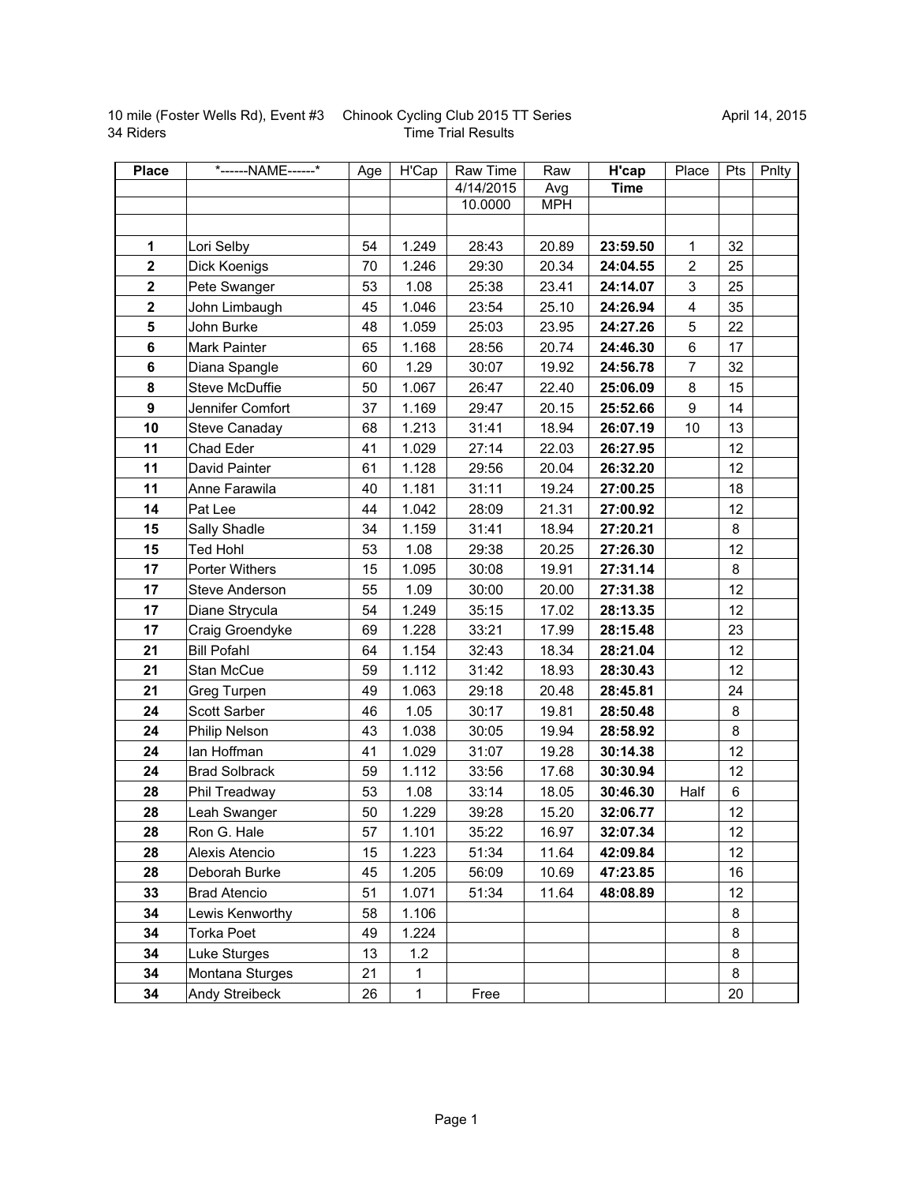10 mile (Foster Wells Rd), Event #3 Chinook Cycling Club 2015 TT Series April 14, 2015

34 Riders Time Trial Results

| Place | \*------NAME------\* | Age | H'Cap | Raw Time | Raw | **H'cap** | Place | Pts | Pnlty |
|---|---|---|---|---|---|---|---|---|---|
| | | | | 4/14/2015 | Avg | **Time** | | | |
| | | | | 10.0000 | MPH | | | | |
| | | | | | | | | | |
| **1** | Lori Selby | 54 | 1.249 | 28:43 | 20.89 | **23:59.50** | 1 | 32 | |
| **2** | Dick Koenigs | 70 | 1.246 | 29:30 | 20.34 | **24:04.55** | 2 | 25 | |
| **2** | Pete Swanger | 53 | 1.08 | 25:38 | 23.41 | **24:14.07** | 3 | 25 | |
| **2** | John Limbaugh | 45 | 1.046 | 23:54 | 25.10 | **24:26.94** | 4 | 35 | |
| **5** | John Burke | 48 | 1.059 | 25:03 | 23.95 | **24:27.26** | 5 | 22 | |
| **6** | Mark Painter | 65 | 1.168 | 28:56 | 20.74 | **24:46.30** | 6 | 17 | |
| **6** | Diana Spangle | 60 | 1.29 | 30:07 | 19.92 | **24:56.78** | 7 | 32 | |
| **8** | Steve McDuffie | 50 | 1.067 | 26:47 | 22.40 | **25:06.09** | 8 | 15 | |
| **9** | Jennifer Comfort | 37 | 1.169 | 29:47 | 20.15 | **25:52.66** | 9 | 14 | |
| **10** | Steve Canaday | 68 | 1.213 | 31:41 | 18.94 | **26:07.19** | 10 | 13 | |
| **11** | Chad Eder | 41 | 1.029 | 27:14 | 22.03 | **26:27.95** | | 12 | |
| **11** | David Painter | 61 | 1.128 | 29:56 | 20.04 | **26:32.20** | | 12 | |
| **11** | Anne Farawila | 40 | 1.181 | 31:11 | 19.24 | **27:00.25** | | 18 | |
| **14** | Pat Lee | 44 | 1.042 | 28:09 | 21.31 | **27:00.92** | | 12 | |
| **15** | Sally Shadle | 34 | 1.159 | 31:41 | 18.94 | **27:20.21** | | 8 | |
| **15** | Ted Hohl | 53 | 1.08 | 29:38 | 20.25 | **27:26.30** | | 12 | |
| **17** | Porter Withers | 15 | 1.095 | 30:08 | 19.91 | **27:31.14** | | 8 | |
| **17** | Steve Anderson | 55 | 1.09 | 30:00 | 20.00 | **27:31.38** | | 12 | |
| **17** | Diane Strycula | 54 | 1.249 | 35:15 | 17.02 | **28:13.35** | | 12 | |
| **17** | Craig Groendyke | 69 | 1.228 | 33:21 | 17.99 | **28:15.48** | | 23 | |
| **21** | Bill Pofahl | 64 | 1.154 | 32:43 | 18.34 | **28:21.04** | | 12 | |
| **21** | Stan McCue | 59 | 1.112 | 31:42 | 18.93 | **28:30.43** | | 12 | |
| **21** | Greg Turpen | 49 | 1.063 | 29:18 | 20.48 | **28:45.81** | | 24 | |
| **24** | Scott Sarber | 46 | 1.05 | 30:17 | 19.81 | **28:50.48** | | 8 | |
| **24** | Philip Nelson | 43 | 1.038 | 30:05 | 19.94 | **28:58.92** | | 8 | |
| **24** | Ian Hoffman | 41 | 1.029 | 31:07 | 19.28 | **30:14.38** | | 12 | |
| **24** | Brad Solbrack | 59 | 1.112 | 33:56 | 17.68 | **30:30.94** | | 12 | |
| **28** | Phil Treadway | 53 | 1.08 | 33:14 | 18.05 | **30:46.30** | Half | 6 | |
| **28** | Leah Swanger | 50 | 1.229 | 39:28 | 15.20 | **32:06.77** | | 12 | |
| **28** | Ron G. Hale | 57 | 1.101 | 35:22 | 16.97 | **32:07.34** | | 12 | |
| **28** | Alexis Atencio | 15 | 1.223 | 51:34 | 11.64 | **42:09.84** | | 12 | |
| **28** | Deborah Burke | 45 | 1.205 | 56:09 | 10.69 | **47:23.85** | | 16 | |
| **33** | Brad Atencio | 51 | 1.071 | 51:34 | 11.64 | **48:08.89** | | 12 | |
| **34** | Lewis Kenworthy | 58 | 1.106 | | | | | 8 | |
| **34** | Torka Poet | 49 | 1.224 | | | | | 8 | |
| **34** | Luke Sturges | 13 | 1.2 | | | | | 8 | |
| **34** | Montana Sturges | 21 | 1 | | | | | 8 | |
| **34** | Andy Streibeck | 26 | 1 | Free | | | | 20 | |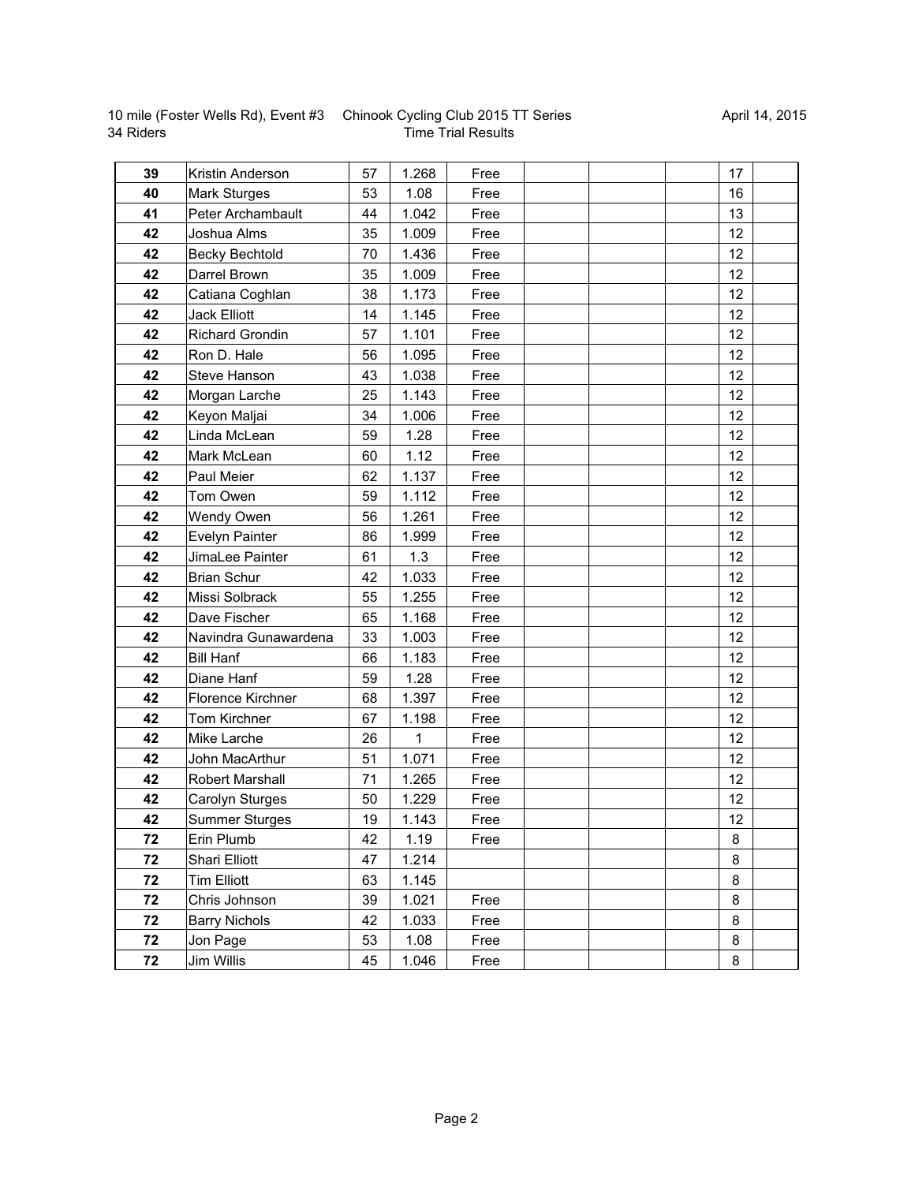10 mile (Foster Wells Rd), Event #3 — Chinook Cycling Club 2015 TT Series — April 14, 2015

34 Riders — Time Trial Results

| | | | | | | | | | |
|---|---|---|---|---|---|---|---|---|---|
| **39** | Kristin Anderson | 57 | 1.268 | Free | | | | 17 | |
| **40** | Mark Sturges | 53 | 1.08 | Free | | | | 16 | |
| **41** | Peter Archambault | 44 | 1.042 | Free | | | | 13 | |
| **42** | Joshua Alms | 35 | 1.009 | Free | | | | 12 | |
| **42** | Becky Bechtold | 70 | 1.436 | Free | | | | 12 | |
| **42** | Darrel Brown | 35 | 1.009 | Free | | | | 12 | |
| **42** | Catiana Coghlan | 38 | 1.173 | Free | | | | 12 | |
| **42** | Jack Elliott | 14 | 1.145 | Free | | | | 12 | |
| **42** | Richard Grondin | 57 | 1.101 | Free | | | | 12 | |
| **42** | Ron D. Hale | 56 | 1.095 | Free | | | | 12 | |
| **42** | Steve Hanson | 43 | 1.038 | Free | | | | 12 | |
| **42** | Morgan Larche | 25 | 1.143 | Free | | | | 12 | |
| **42** | Keyon Maljai | 34 | 1.006 | Free | | | | 12 | |
| **42** | Linda McLean | 59 | 1.28 | Free | | | | 12 | |
| **42** | Mark McLean | 60 | 1.12 | Free | | | | 12 | |
| **42** | Paul Meier | 62 | 1.137 | Free | | | | 12 | |
| **42** | Tom Owen | 59 | 1.112 | Free | | | | 12 | |
| **42** | Wendy Owen | 56 | 1.261 | Free | | | | 12 | |
| **42** | Evelyn Painter | 86 | 1.999 | Free | | | | 12 | |
| **42** | JimaLee Painter | 61 | 1.3 | Free | | | | 12 | |
| **42** | Brian Schur | 42 | 1.033 | Free | | | | 12 | |
| **42** | Missi Solbrack | 55 | 1.255 | Free | | | | 12 | |
| **42** | Dave Fischer | 65 | 1.168 | Free | | | | 12 | |
| **42** | Navindra Gunawardena | 33 | 1.003 | Free | | | | 12 | |
| **42** | Bill Hanf | 66 | 1.183 | Free | | | | 12 | |
| **42** | Diane Hanf | 59 | 1.28 | Free | | | | 12 | |
| **42** | Florence Kirchner | 68 | 1.397 | Free | | | | 12 | |
| **42** | Tom Kirchner | 67 | 1.198 | Free | | | | 12 | |
| **42** | Mike Larche | 26 | 1 | Free | | | | 12 | |
| **42** | John MacArthur | 51 | 1.071 | Free | | | | 12 | |
| **42** | Robert Marshall | 71 | 1.265 | Free | | | | 12 | |
| **42** | Carolyn Sturges | 50 | 1.229 | Free | | | | 12 | |
| **42** | Summer Sturges | 19 | 1.143 | Free | | | | 12 | |
| **72** | Erin Plumb | 42 | 1.19 | Free | | | | 8 | |
| **72** | Shari Elliott | 47 | 1.214 | | | | | 8 | |
| **72** | Tim Elliott | 63 | 1.145 | | | | | 8 | |
| **72** | Chris Johnson | 39 | 1.021 | Free | | | | 8 | |
| **72** | Barry Nichols | 42 | 1.033 | Free | | | | 8 | |
| **72** | Jon Page | 53 | 1.08 | Free | | | | 8 | |
| **72** | Jim Willis | 45 | 1.046 | Free | | | | 8 | |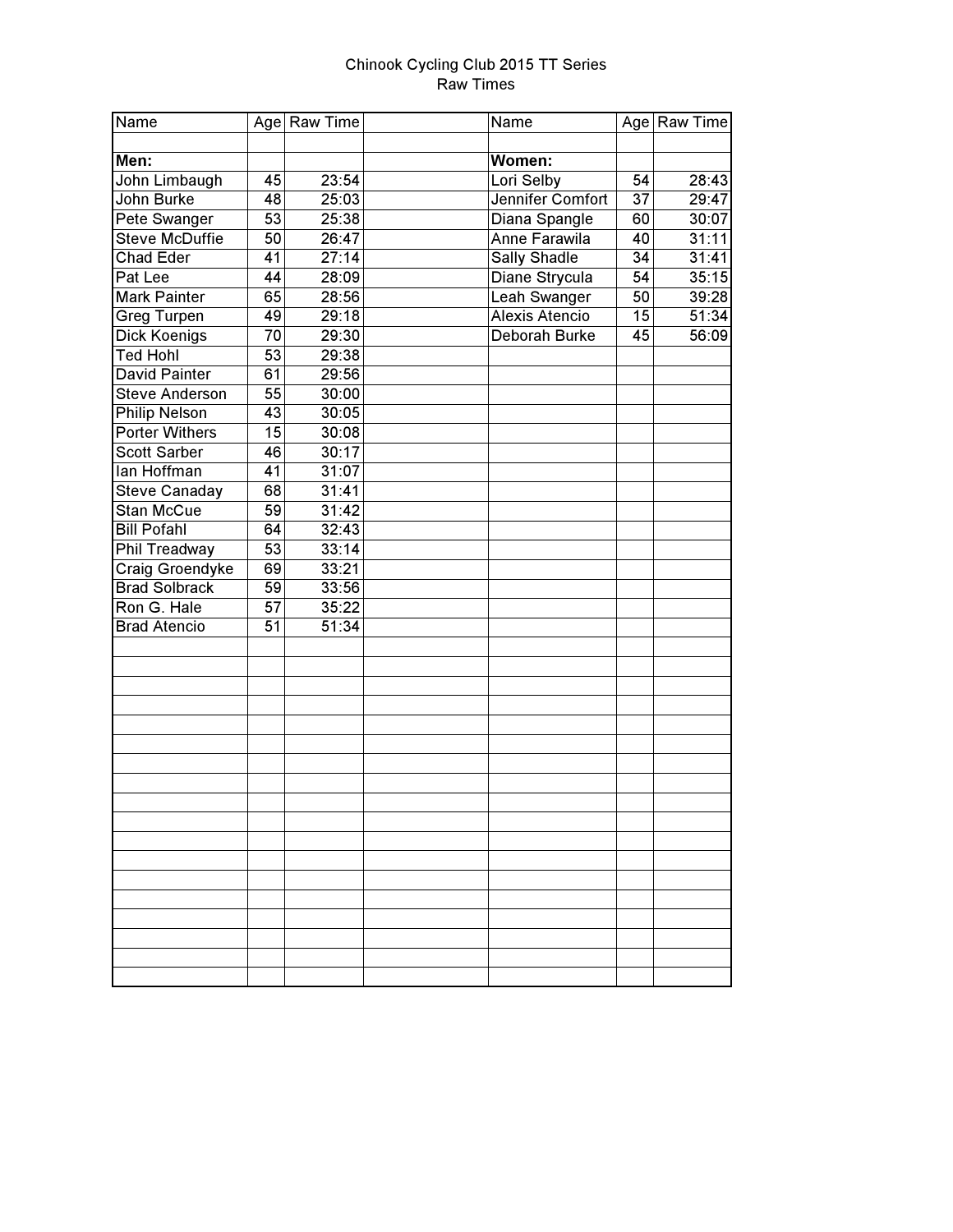Chinook Cycling Club 2015 TT Series
Raw Times

| Name | Age | Raw Time | | Name | Age | Raw Time |
|---|---|---|---|---|---|---|
| | | | | | | |
| **Men:** | | | | **Women:** | | |
| John Limbaugh | 45 | 23:54 | | Lori Selby | 54 | 28:43 |
| John Burke | 48 | 25:03 | | Jennifer Comfort | 37 | 29:47 |
| Pete Swanger | 53 | 25:38 | | Diana Spangle | 60 | 30:07 |
| Steve McDuffie | 50 | 26:47 | | Anne Farawila | 40 | 31:11 |
| Chad Eder | 41 | 27:14 | | Sally Shadle | 34 | 31:41 |
| Pat Lee | 44 | 28:09 | | Diane Strycula | 54 | 35:15 |
| Mark Painter | 65 | 28:56 | | Leah Swanger | 50 | 39:28 |
| Greg Turpen | 49 | 29:18 | | Alexis Atencio | 15 | 51:34 |
| Dick Koenigs | 70 | 29:30 | | Deborah Burke | 45 | 56:09 |
| Ted Hohl | 53 | 29:38 | | | | |
| David Painter | 61 | 29:56 | | | | |
| Steve Anderson | 55 | 30:00 | | | | |
| Philip Nelson | 43 | 30:05 | | | | |
| Porter Withers | 15 | 30:08 | | | | |
| Scott Sarber | 46 | 30:17 | | | | |
| Ian Hoffman | 41 | 31:07 | | | | |
| Steve Canaday | 68 | 31:41 | | | | |
| Stan McCue | 59 | 31:42 | | | | |
| Bill Pofahl | 64 | 32:43 | | | | |
| Phil Treadway | 53 | 33:14 | | | | |
| Craig Groendyke | 69 | 33:21 | | | | |
| Brad Solbrack | 59 | 33:56 | | | | |
| Ron G. Hale | 57 | 35:22 | | | | |
| Brad Atencio | 51 | 51:34 | | | | |